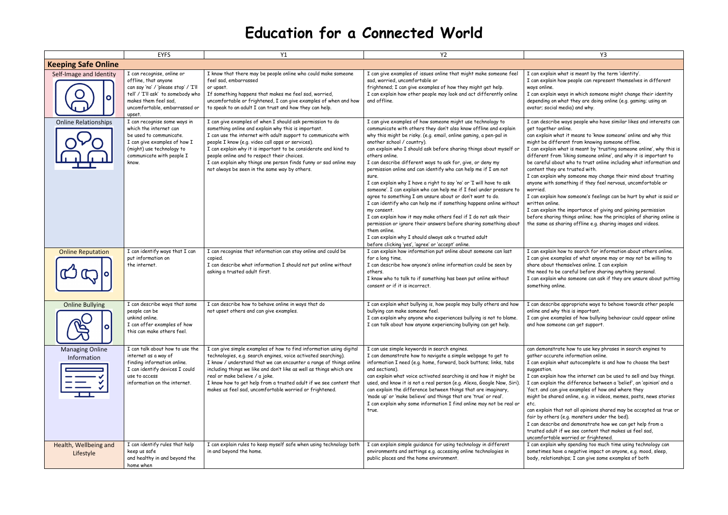# Education for a Connected World

| | EYFS | Y1 | Y2 | Y3 |
|---|---|---|---|---|
| **Keeping Safe Online** | | | | |
| Self-Image and Identity | I can recognise, online or offline, that anyone can say 'no' / 'please stop' / 'I'll tell' / 'I'll ask' to somebody who makes them feel sad, uncomfortable, embarrassed or upset. | I know that there may be people online who could make someone feel sad, embarrassed or upset. If something happens that makes me feel sad, worried, uncomfortable or frightened, I can give examples of when and how to speak to an adult I can trust and how they can help. | I can give examples of issues online that might make someone feel sad, worried, uncomfortable or frightened; I can give examples of how they might get help. I can explain how other people may look and act differently online and offline. | I can explain what is meant by the term 'identity'. I can explain how people can represent themselves in different ways online. I can explain ways in which someone might change their identity depending on what they are doing online (e.g. gaming; using an avatar; social media) and why. |
| Online Relationships | I can recognise some ways in which the internet can be used to communicate. I can give examples of how I (might) use technology to communicate with people I know. | I can give examples of when I should ask permission to do something online and explain why this is important. I can use the internet with adult support to communicate with people I know (e.g. video call apps or services). I can explain why it is important to be considerate and kind to people online and to respect their choices. I can explain why things one person finds funny or sad online may not always be seen in the same way by others. | I can give examples of how someone might use technology to communicate with others they don't also know offline and explain why this might be risky. (e.g. email, online gaming, a pen-pal in another school / country). can explain who I should ask before sharing things about myself or others online. I can describe different ways to ask for, give, or deny my permission online and can identify who can help me if I am not sure. I can explain why I have a right to say 'no' or 'I will have to ask someone'. I can explain who can help me if I feel under pressure to agree to something I am unsure about or don't want to do. I can identify who can help me if something happens online without my consent. I can explain how it may make others feel if I do not ask their permission or ignore their answers before sharing something about them online. I can explain why I should always ask a trusted adult before clicking 'yes', 'agree' or 'accept' online. | I can describe ways people who have similar likes and interests can get together online. can explain what it means to 'know someone' online and why this might be different from knowing someone offline. I can explain what is meant by 'trusting someone online', why this is different from 'liking someone online', and why it is important to be careful about who to trust online including what information and content they are trusted with. I can explain why someone may change their mind about trusting anyone with something if they feel nervous, uncomfortable or worried. I can explain how someone's feelings can be hurt by what is said or written online. I can explain the importance of giving and gaining permission before sharing things online; how the principles of sharing online is the same as sharing offline e.g. sharing images and videos. |
| Online Reputation | I can identify ways that I can put information on the internet. | I can recognise that information can stay online and could be copied. I can describe what information I should not put online without asking a trusted adult first. | I can explain how information put online about someone can last for a long time. I can describe how anyone's online information could be seen by others. I know who to talk to if something has been put online without consent or if it is incorrect. | I can explain how to search for information about others online. I can give examples of what anyone may or may not be willing to share about themselves online. I can explain the need to be careful before sharing anything personal. I can explain who someone can ask if they are unsure about putting something online. |
| Online Bullying | I can describe ways that some people can be unkind online. I can offer examples of how this can make others feel. | I can describe how to behave online in ways that do not upset others and can give examples. | I can explain what bullying is, how people may bully others and how bullying can make someone feel. I can explain why anyone who experiences bullying is not to blame. I can talk about how anyone experiencing bullying can get help. | I can describe appropriate ways to behave towards other people online and why this is important. I can give examples of how bullying behaviour could appear online and how someone can get support. |
| Managing Online Information | I can talk about how to use the internet as a way of finding information online. I can identify devices I could use to access information on the internet. | I can give simple examples of how to find information using digital technologies, e.g. search engines, voice activated searching). I know / understand that we can encounter a range of things online including things we like and don't like as well as things which are real or make believe / a joke. I know how to get help from a trusted adult if we see content that makes us feel sad, uncomfortable worried or frightened. | I can use simple keywords in search engines. I can demonstrate how to navigate a simple webpage to get to information I need (e.g. home, forward, back buttons; links, tabs and sections). can explain what voice activated searching is and how it might be used, and know it is not a real person (e.g. Alexa, Google Now, Siri). can explain the difference between things that are imaginary, 'made up' or 'make believe' and things that are 'true' or 'real'. I can explain why some information I find online may not be real or true. | can demonstrate how to use key phrases in search engines to gather accurate information online. I can explain what autocomplete is and how to choose the best suggestion. I can explain how the internet can be used to sell and buy things. I can explain the difference between a 'belief', an 'opinion' and a 'fact. and can give examples of how and where they might be shared online, e.g. in videos, memes, posts, news stories etc. can explain that not all opinions shared may be accepted as true or fair by others (e.g. monsters under the bed). I can describe and demonstrate how we can get help from a trusted adult if we see content that makes us feel sad, uncomfortable worried or frightened. |
| Health, Wellbeing and Lifestyle | I can identify rules that help keep us safe and healthy in and beyond the home when | I can explain rules to keep myself safe when using technology both in and beyond the home. | I can explain simple guidance for using technology in different environments and settings e.g. accessing online technologies in public places and the home environment. | I can explain why spending too much time using technology can sometimes have a negative impact on anyone, e.g. mood, sleep, body, relationships; I can give some examples of both |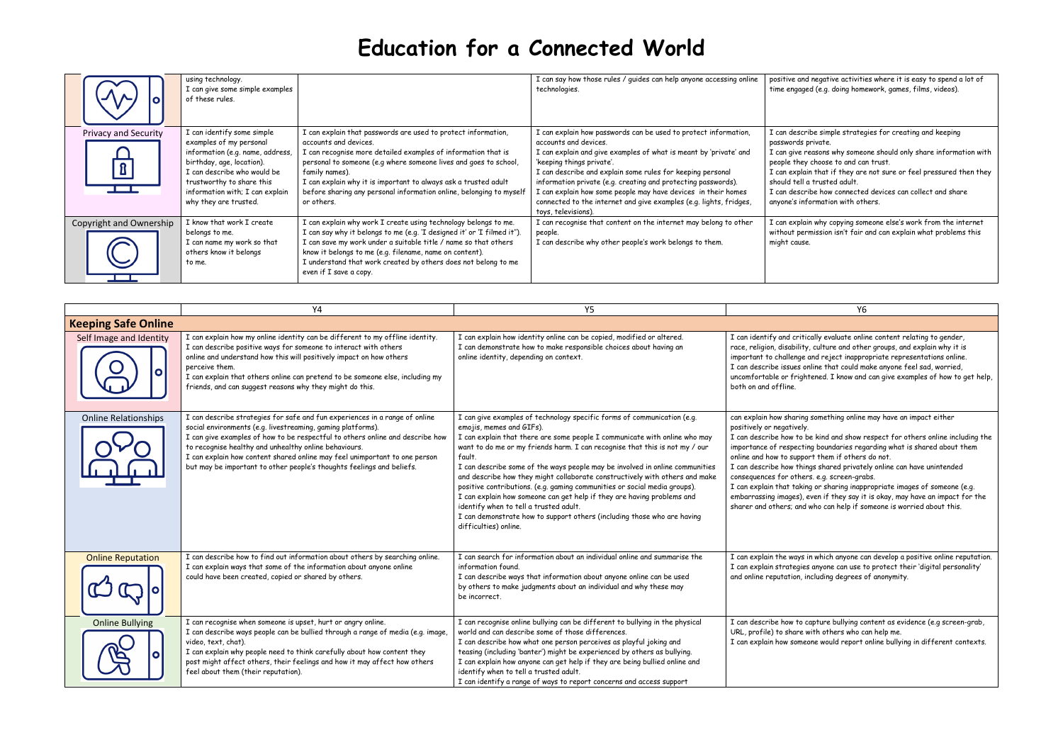# Education for a Connected World

| | | | | |
|---|---|---|---|---|
| | using technology. I can give some simple examples of these rules. | | I can say how those rules / guides can help anyone accessing online technologies. | positive and negative activities where it is easy to spend a lot of time engaged (e.g. doing homework, games, films, videos). |
| Privacy and Security | I can identify some simple examples of my personal information (e.g. name, address, birthday, age, location). I can describe who would be trustworthy to share this information with; I can explain why they are trusted. | I can explain that passwords are used to protect information, accounts and devices. I can recognise more detailed examples of information that is personal to someone (e.g where someone lives and goes to school, family names). I can explain why it is important to always ask a trusted adult before sharing any personal information online, belonging to myself or others. | I can explain how passwords can be used to protect information, accounts and devices. I can explain and give examples of what is meant by 'private' and 'keeping things private'. I can describe and explain some rules for keeping personal information private (e.g. creating and protecting passwords). I can explain how some people may have devices in their homes connected to the internet and give examples (e.g. lights, fridges, toys, televisions). | I can describe simple strategies for creating and keeping passwords private. I can give reasons why someone should only share information with people they choose to and can trust. I can explain that if they are not sure or feel pressured then they should tell a trusted adult. I can describe how connected devices can collect and share anyone's information with others. |
| Copyright and Ownership | I know that work I create belongs to me. I can name my work so that others know it belongs to me. | I can explain why work I create using technology belongs to me. I can say why it belongs to me (e.g. 'I designed it' or 'I filmed it''). I can save my work under a suitable title / name so that others know it belongs to me (e.g. filename, name on content). I understand that work created by others does not belong to me even if I save a copy. | I can recognise that content on the internet may belong to other people. I can describe why other people's work belongs to them. | I can explain why copying someone else's work from the internet without permission isn't fair and can explain what problems this might cause. |

| | Y4 | Y5 | Y6 |
|---|---|---|---|
| **Keeping Safe Online** | | | |
| Self Image and Identity | I can explain how my online identity can be different to my offline identity. I can describe positive ways for someone to interact with others online and understand how this will positively impact on how others perceive them. I can explain that others online can pretend to be someone else, including my friends, and can suggest reasons why they might do this. | I can explain how identity online can be copied, modified or altered. I can demonstrate how to make responsible choices about having an online identity, depending on context. | I can identify and critically evaluate online content relating to gender, race, religion, disability, culture and other groups, and explain why it is important to challenge and reject inappropriate representations online. I can describe issues online that could make anyone feel sad, worried, uncomfortable or frightened. I know and can give examples of how to get help, both on and offline. |
| Online Relationships | I can describe strategies for safe and fun experiences in a range of online social environments (e.g. livestreaming, gaming platforms). I can give examples of how to be respectful to others online and describe how to recognise healthy and unhealthy online behaviours. I can explain how content shared online may feel unimportant to one person but may be important to other people's thoughts feelings and beliefs. | I can give examples of technology specific forms of communication (e.g. emojis, memes and GIFs). I can explain that there are some people I communicate with online who may want to do me or my friends harm. I can recognise that this is not my / our fault. I can describe some of the ways people may be involved in online communities and describe how they might collaborate constructively with others and make positive contributions. (e.g. gaming communities or social media groups). I can explain how someone can get help if they are having problems and identify when to tell a trusted adult. I can demonstrate how to support others (including those who are having difficulties) online. | can explain how sharing something online may have an impact either positively or negatively. I can describe how to be kind and show respect for others online including the importance of respecting boundaries regarding what is shared about them online and how to support them if others do not. I can describe how things shared privately online can have unintended consequences for others. e.g. screen-grabs. I can explain that taking or sharing inappropriate images of someone (e.g. embarrassing images), even if they say it is okay, may have an impact for the sharer and others; and who can help if someone is worried about this. |
| Online Reputation | I can describe how to find out information about others by searching online. I can explain ways that some of the information about anyone online could have been created, copied or shared by others. | I can search for information about an individual online and summarise the information found. I can describe ways that information about anyone online can be used by others to make judgments about an individual and why these may be incorrect. | I can explain the ways in which anyone can develop a positive online reputation. I can explain strategies anyone can use to protect their 'digital personality' and online reputation, including degrees of anonymity. |
| Online Bullying | I can recognise when someone is upset, hurt or angry online. I can describe ways people can be bullied through a range of media (e.g. image, video, text, chat). I can explain why people need to think carefully about how content they post might affect others, their feelings and how it may affect how others feel about them (their reputation). | I can recognise online bullying can be different to bullying in the physical world and can describe some of those differences. I can describe how what one person perceives as playful joking and teasing (including 'banter') might be experienced by others as bullying. I can explain how anyone can get help if they are being bullied online and identify when to tell a trusted adult. I can identify a range of ways to report concerns and access support | I can describe how to capture bullying content as evidence (e.g screen-grab, URL, profile) to share with others who can help me. I can explain how someone would report online bullying in different contexts. |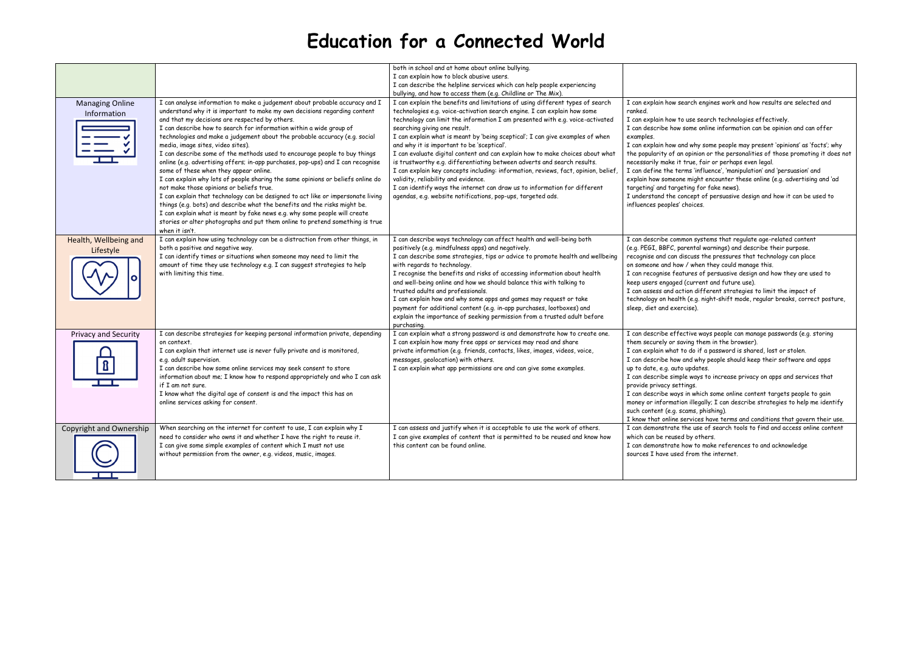# Education for a Connected World

| | | | |
|---|---|---|---|
| | | both in school and at home about online bullying.<br>I can explain how to block abusive users.<br>I can describe the helpline services which can help people experiencing bullying, and how to access them (e.g. Childline or The Mix). | |
| Managing Online Information | I can analyse information to make a judgement about probable accuracy and I understand why it is important to make my own decisions regarding content and that my decisions are respected by others.<br>I can describe how to search for information within a wide group of technologies and make a judgement about the probable accuracy (e.g. social media, image sites, video sites).<br>I can describe some of the methods used to encourage people to buy things online (e.g. advertising offers; in-app purchases, pop-ups) and I can recognise some of these when they appear online.<br>I can explain why lots of people sharing the same opinions or beliefs online do not make those opinions or beliefs true.<br>I can explain that technology can be designed to act like or impersonate living things (e.g. bots) and describe what the benefits and the risks might be.<br>I can explain what is meant by fake news e.g. why some people will create stories or alter photographs and put them online to pretend something is true when it isn't. | I can explain the benefits and limitations of using different types of search technologies e.g. voice-activation search engine. I can explain how some technology can limit the information I am presented with e.g. voice-activated searching giving one result.<br>I can explain what is meant by 'being sceptical'; I can give examples of when and why it is important to be 'sceptical'.<br>I can evaluate digital content and can explain how to make choices about what is trustworthy e.g. differentiating between adverts and search results.<br>I can explain key concepts including: information, reviews, fact, opinion, belief, validity, reliability and evidence.<br>I can identify ways the internet can draw us to information for different agendas, e.g. website notifications, pop-ups, targeted ads. | I can explain how search engines work and how results are selected and ranked.<br>I can explain how to use search technologies effectively.<br>I can describe how some online information can be opinion and can offer examples.<br>I can explain how and why some people may present 'opinions' as 'facts'; why the popularity of an opinion or the personalities of those promoting it does not necessarily make it true, fair or perhaps even legal.<br>I can define the terms 'influence', 'manipulation' and 'persuasion' and explain how someone might encounter these online (e.g. advertising and 'ad targeting' and targeting for fake news).<br>I understand the concept of persuasive design and how it can be used to influences peoples' choices. |
| Health, Wellbeing and Lifestyle | I can explain how using technology can be a distraction from other things, in both a positive and negative way.<br>I can identify times or situations when someone may need to limit the amount of time they use technology e.g. I can suggest strategies to help with limiting this time. | I can describe ways technology can affect health and well-being both positively (e.g. mindfulness apps) and negatively.<br>I can describe some strategies, tips or advice to promote health and wellbeing with regards to technology.<br>I recognise the benefits and risks of accessing information about health and well-being online and how we should balance this with talking to trusted adults and professionals.<br>I can explain how and why some apps and games may request or take payment for additional content (e.g. in-app purchases, lootboxes) and explain the importance of seeking permission from a trusted adult before purchasing. | I can describe common systems that regulate age-related content (e.g. PEGI, BBFC, parental warnings) and describe their purpose.<br>recognise and can discuss the pressures that technology can place on someone and how / when they could manage this.<br>I can recognise features of persuasive design and how they are used to keep users engaged (current and future use).<br>I can assess and action different strategies to limit the impact of technology on health (e.g. night-shift mode, regular breaks, correct posture, sleep, diet and exercise). |
| Privacy and Security | I can describe strategies for keeping personal information private, depending on context.<br>I can explain that internet use is never fully private and is monitored, e.g. adult supervision.<br>I can describe how some online services may seek consent to store information about me; I know how to respond appropriately and who I can ask if I am not sure.<br>I know what the digital age of consent is and the impact this has on online services asking for consent. | I can explain what a strong password is and demonstrate how to create one.<br>I can explain how many free apps or services may read and share private information (e.g. friends, contacts, likes, images, videos, voice, messages, geolocation) with others.<br>I can explain what app permissions are and can give some examples. | I can describe effective ways people can manage passwords (e.g. storing them securely or saving them in the browser).<br>I can explain what to do if a password is shared, lost or stolen.<br>I can describe how and why people should keep their software and apps up to date, e.g. auto updates.<br>I can describe simple ways to increase privacy on apps and services that provide privacy settings.<br>I can describe ways in which some online content targets people to gain money or information illegally; I can describe strategies to help me identify such content (e.g. scams, phishing).<br>I know that online services have terms and conditions that govern their use. |
| Copyright and Ownership | When searching on the internet for content to use, I can explain why I need to consider who owns it and whether I have the right to reuse it.<br>I can give some simple examples of content which I must not use without permission from the owner, e.g. videos, music, images. | I can assess and justify when it is acceptable to use the work of others.<br>I can give examples of content that is permitted to be reused and know how this content can be found online. | I can demonstrate the use of search tools to find and access online content which can be reused by others.<br>I can demonstrate how to make references to and acknowledge sources I have used from the internet. |